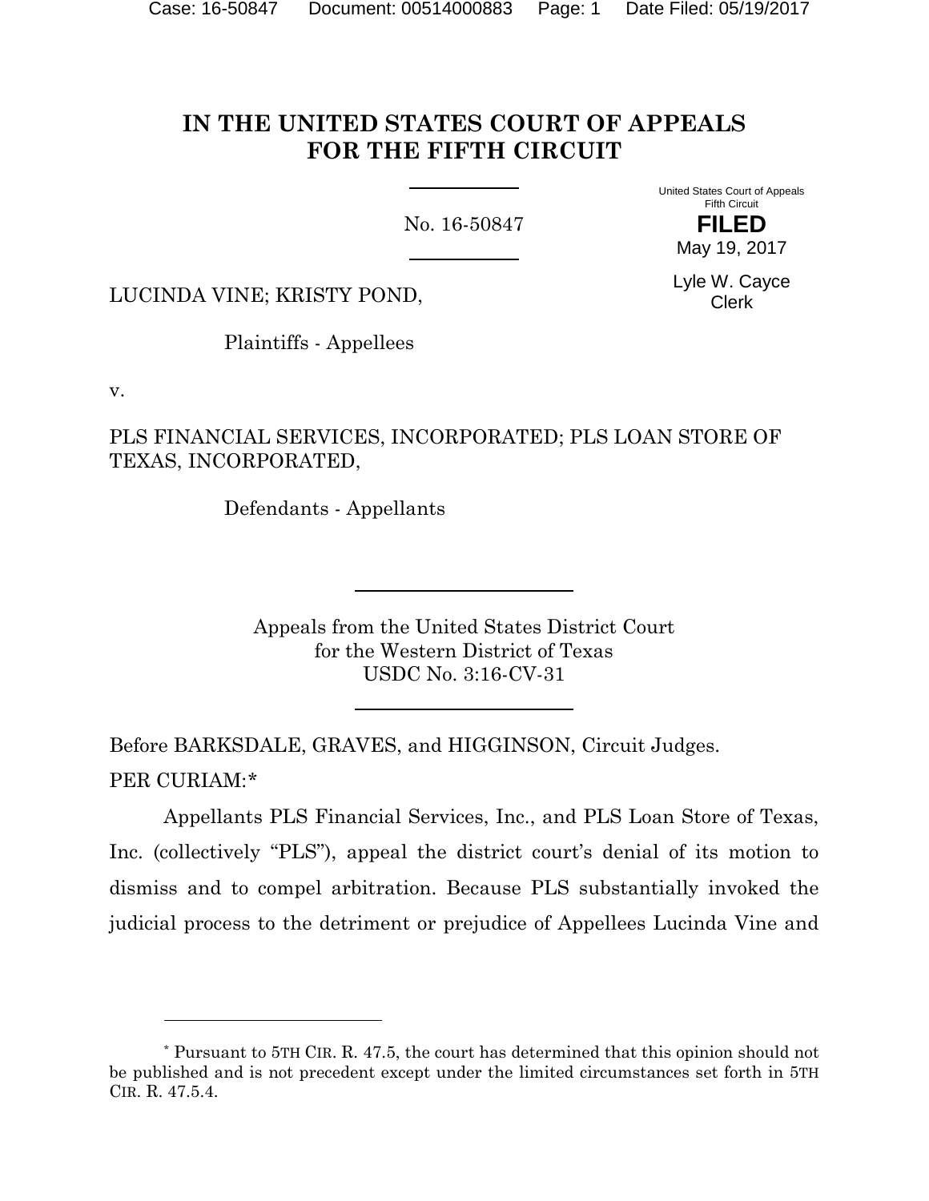# IN THE UNITED STATES COURT OF APPEALS FOR THE FIFTH CIRCUIT

No. 16-50847

United States Court of Appeals
Fifth Circuit

**FILED**

May 19, 2017

Lyle W. Cayce
Clerk

LUCINDA VINE; KRISTY POND,

Plaintiffs - Appellees

v.

PLS FINANCIAL SERVICES, INCORPORATED; PLS LOAN STORE OF TEXAS, INCORPORATED,

Defendants - Appellants

Appeals from the United States District Court
for the Western District of Texas
USDC No. 3:16-CV-31

Before BARKSDALE, GRAVES, and HIGGINSON, Circuit Judges.

PER CURIAM:*

Appellants PLS Financial Services, Inc., and PLS Loan Store of Texas, Inc. (collectively "PLS"), appeal the district court's denial of its motion to dismiss and to compel arbitration. Because PLS substantially invoked the judicial process to the detriment or prejudice of Appellees Lucinda Vine and

---

* Pursuant to 5TH CIR. R. 47.5, the court has determined that this opinion should not be published and is not precedent except under the limited circumstances set forth in 5TH CIR. R. 47.5.4.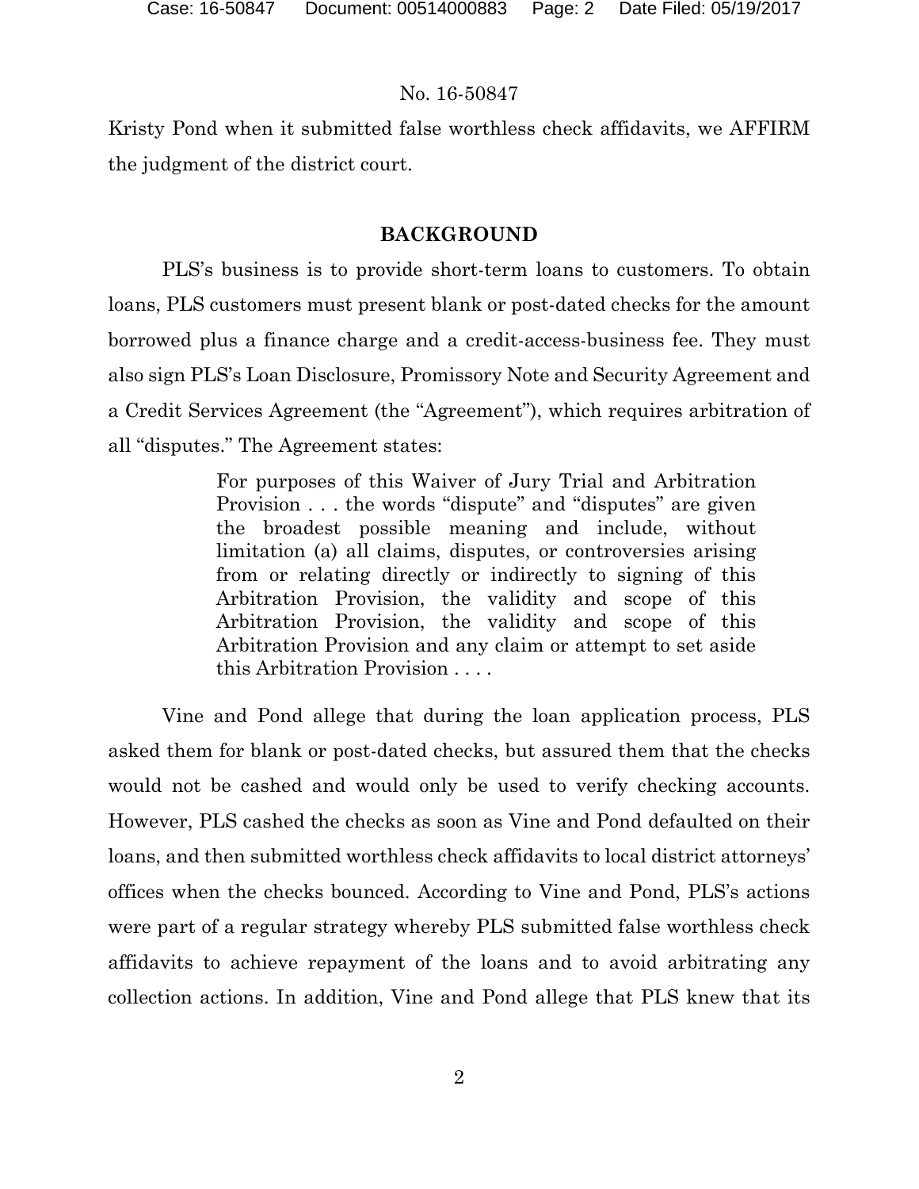Kristy Pond when it submitted false worthless check affidavits, we AFFIRM the judgment of the district court.

## BACKGROUND

PLS's business is to provide short-term loans to customers. To obtain loans, PLS customers must present blank or post-dated checks for the amount borrowed plus a finance charge and a credit-access-business fee. They must also sign PLS's Loan Disclosure, Promissory Note and Security Agreement and a Credit Services Agreement (the "Agreement"), which requires arbitration of all "disputes." The Agreement states:

> For purposes of this Waiver of Jury Trial and Arbitration Provision . . . the words "dispute" and "disputes" are given the broadest possible meaning and include, without limitation (a) all claims, disputes, or controversies arising from or relating directly or indirectly to signing of this Arbitration Provision, the validity and scope of this Arbitration Provision, the validity and scope of this Arbitration Provision and any claim or attempt to set aside this Arbitration Provision . . . .

Vine and Pond allege that during the loan application process, PLS asked them for blank or post-dated checks, but assured them that the checks would not be cashed and would only be used to verify checking accounts. However, PLS cashed the checks as soon as Vine and Pond defaulted on their loans, and then submitted worthless check affidavits to local district attorneys' offices when the checks bounced. According to Vine and Pond, PLS's actions were part of a regular strategy whereby PLS submitted false worthless check affidavits to achieve repayment of the loans and to avoid arbitrating any collection actions. In addition, Vine and Pond allege that PLS knew that its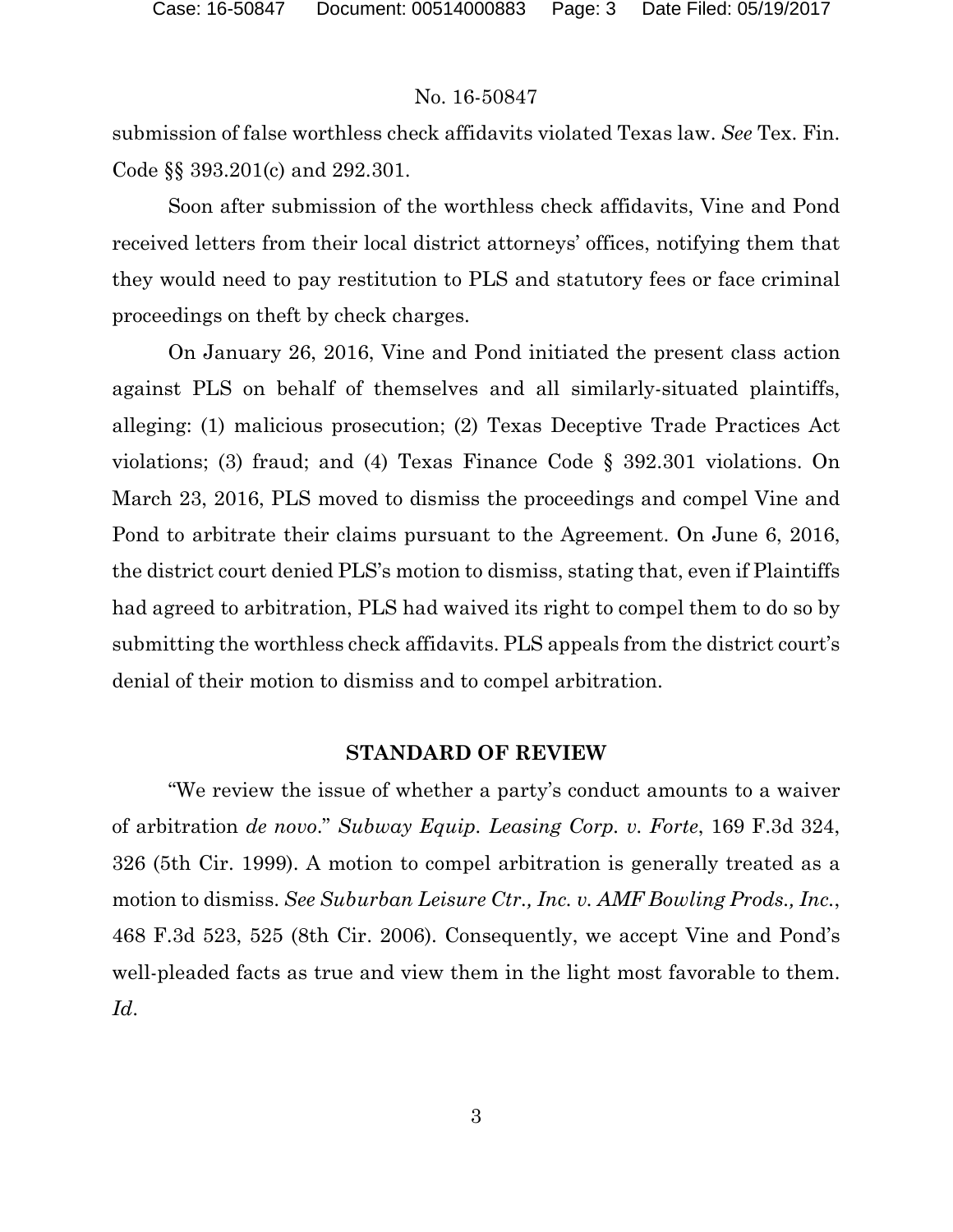submission of false worthless check affidavits violated Texas law. *See* Tex. Fin. Code §§ 393.201(c) and 292.301.

Soon after submission of the worthless check affidavits, Vine and Pond received letters from their local district attorneys' offices, notifying them that they would need to pay restitution to PLS and statutory fees or face criminal proceedings on theft by check charges.

On January 26, 2016, Vine and Pond initiated the present class action against PLS on behalf of themselves and all similarly-situated plaintiffs, alleging: (1) malicious prosecution; (2) Texas Deceptive Trade Practices Act violations; (3) fraud; and (4) Texas Finance Code § 392.301 violations. On March 23, 2016, PLS moved to dismiss the proceedings and compel Vine and Pond to arbitrate their claims pursuant to the Agreement. On June 6, 2016, the district court denied PLS's motion to dismiss, stating that, even if Plaintiffs had agreed to arbitration, PLS had waived its right to compel them to do so by submitting the worthless check affidavits. PLS appeals from the district court's denial of their motion to dismiss and to compel arbitration.

## STANDARD OF REVIEW

"We review the issue of whether a party's conduct amounts to a waiver of arbitration *de novo*." *Subway Equip. Leasing Corp. v. Forte*, 169 F.3d 324, 326 (5th Cir. 1999). A motion to compel arbitration is generally treated as a motion to dismiss. *See Suburban Leisure Ctr., Inc. v. AMF Bowling Prods., Inc.*, 468 F.3d 523, 525 (8th Cir. 2006). Consequently, we accept Vine and Pond's well-pleaded facts as true and view them in the light most favorable to them. *Id*.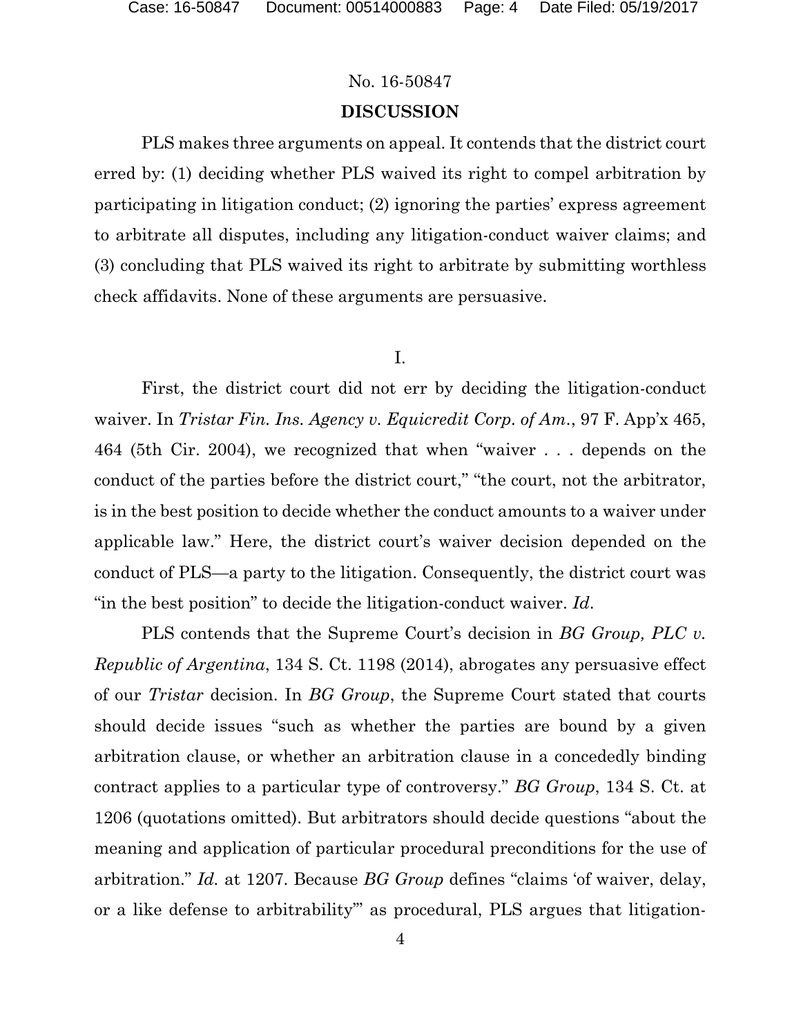No. 16-50847

## DISCUSSION

PLS makes three arguments on appeal. It contends that the district court erred by: (1) deciding whether PLS waived its right to compel arbitration by participating in litigation conduct; (2) ignoring the parties' express agreement to arbitrate all disputes, including any litigation-conduct waiver claims; and (3) concluding that PLS waived its right to arbitrate by submitting worthless check affidavits. None of these arguments are persuasive.

I.

First, the district court did not err by deciding the litigation-conduct waiver. In *Tristar Fin. Ins. Agency v. Equicredit Corp. of Am.*, 97 F. App'x 465, 464 (5th Cir. 2004), we recognized that when "waiver . . . depends on the conduct of the parties before the district court," "the court, not the arbitrator, is in the best position to decide whether the conduct amounts to a waiver under applicable law." Here, the district court's waiver decision depended on the conduct of PLS—a party to the litigation. Consequently, the district court was "in the best position" to decide the litigation-conduct waiver. *Id*.

PLS contends that the Supreme Court's decision in *BG Group, PLC v. Republic of Argentina*, 134 S. Ct. 1198 (2014), abrogates any persuasive effect of our *Tristar* decision. In *BG Group*, the Supreme Court stated that courts should decide issues "such as whether the parties are bound by a given arbitration clause, or whether an arbitration clause in a concededly binding contract applies to a particular type of controversy." *BG Group*, 134 S. Ct. at 1206 (quotations omitted). But arbitrators should decide questions "about the meaning and application of particular procedural preconditions for the use of arbitration." *Id.* at 1207. Because *BG Group* defines "claims 'of waiver, delay, or a like defense to arbitrability'" as procedural, PLS argues that litigation-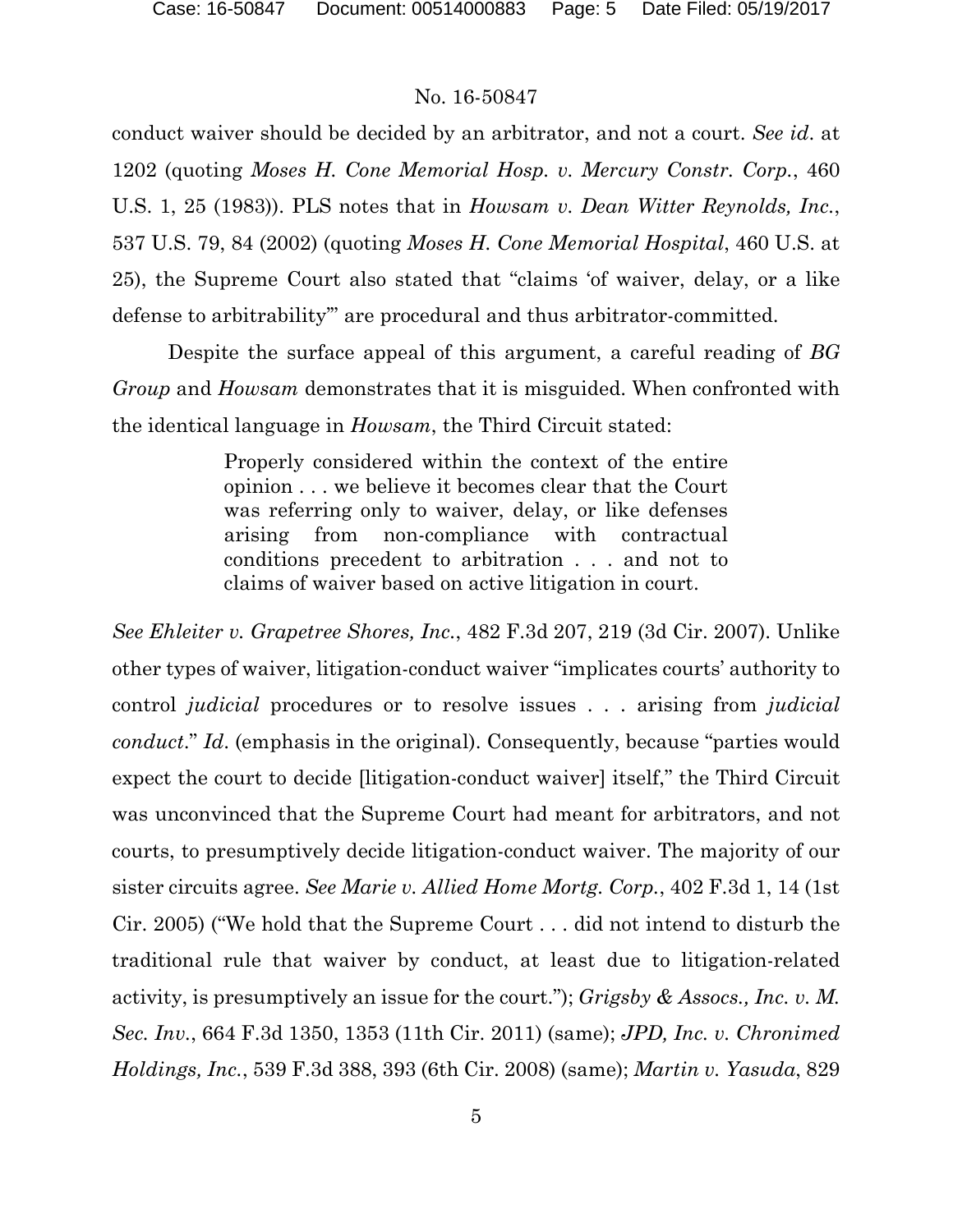conduct waiver should be decided by an arbitrator, and not a court. *See id*. at 1202 (quoting *Moses H. Cone Memorial Hosp. v. Mercury Constr. Corp.*, 460 U.S. 1, 25 (1983)). PLS notes that in *Howsam v. Dean Witter Reynolds, Inc.*, 537 U.S. 79, 84 (2002) (quoting *Moses H. Cone Memorial Hospital*, 460 U.S. at 25), the Supreme Court also stated that "claims 'of waiver, delay, or a like defense to arbitrability'" are procedural and thus arbitrator-committed.

Despite the surface appeal of this argument, a careful reading of *BG Group* and *Howsam* demonstrates that it is misguided. When confronted with the identical language in *Howsam*, the Third Circuit stated:

> Properly considered within the context of the entire opinion . . . we believe it becomes clear that the Court was referring only to waiver, delay, or like defenses arising from non-compliance with contractual conditions precedent to arbitration . . . and not to claims of waiver based on active litigation in court.

*See Ehleiter v. Grapetree Shores, Inc.*, 482 F.3d 207, 219 (3d Cir. 2007). Unlike other types of waiver, litigation-conduct waiver "implicates courts' authority to control *judicial* procedures or to resolve issues . . . arising from *judicial conduct*." *Id*. (emphasis in the original). Consequently, because "parties would expect the court to decide [litigation-conduct waiver] itself," the Third Circuit was unconvinced that the Supreme Court had meant for arbitrators, and not courts, to presumptively decide litigation-conduct waiver. The majority of our sister circuits agree. *See Marie v. Allied Home Mortg. Corp.*, 402 F.3d 1, 14 (1st Cir. 2005) ("We hold that the Supreme Court . . . did not intend to disturb the traditional rule that waiver by conduct, at least due to litigation-related activity, is presumptively an issue for the court."); *Grigsby & Assocs., Inc. v. M. Sec. Inv.*, 664 F.3d 1350, 1353 (11th Cir. 2011) (same); *JPD, Inc. v. Chronimed Holdings, Inc.*, 539 F.3d 388, 393 (6th Cir. 2008) (same); *Martin v. Yasuda*, 829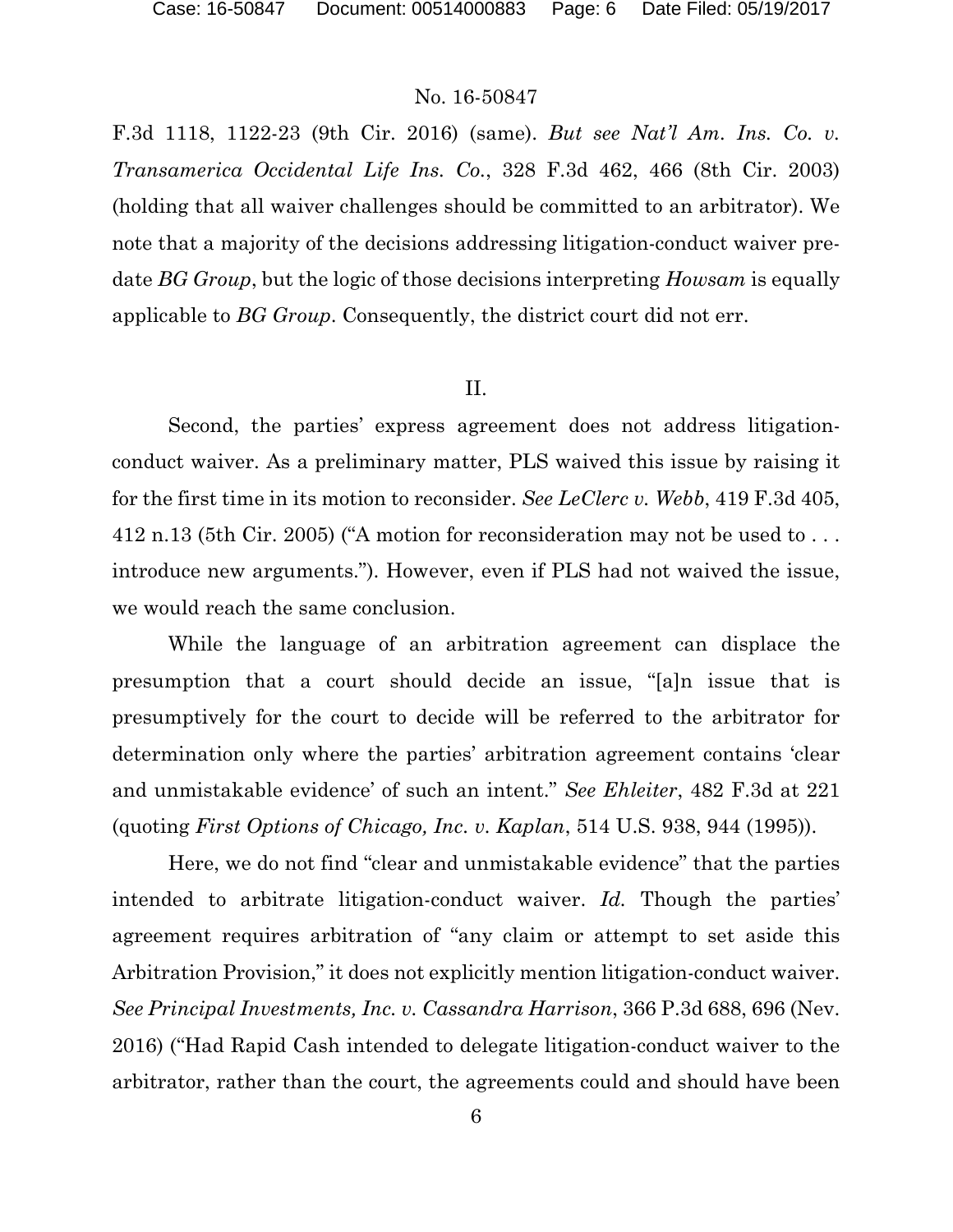F.3d 1118, 1122-23 (9th Cir. 2016) (same). *But see Nat'l Am. Ins. Co. v. Transamerica Occidental Life Ins. Co.*, 328 F.3d 462, 466 (8th Cir. 2003) (holding that all waiver challenges should be committed to an arbitrator). We note that a majority of the decisions addressing litigation-conduct waiver predate *BG Group*, but the logic of those decisions interpreting *Howsam* is equally applicable to *BG Group*. Consequently, the district court did not err.

## II.

Second, the parties' express agreement does not address litigation-conduct waiver. As a preliminary matter, PLS waived this issue by raising it for the first time in its motion to reconsider. *See LeClerc v. Webb*, 419 F.3d 405, 412 n.13 (5th Cir. 2005) ("A motion for reconsideration may not be used to . . . introduce new arguments."). However, even if PLS had not waived the issue, we would reach the same conclusion.

While the language of an arbitration agreement can displace the presumption that a court should decide an issue, "[a]n issue that is presumptively for the court to decide will be referred to the arbitrator for determination only where the parties' arbitration agreement contains 'clear and unmistakable evidence' of such an intent." *See Ehleiter*, 482 F.3d at 221 (quoting *First Options of Chicago, Inc. v. Kaplan*, 514 U.S. 938, 944 (1995)).

Here, we do not find "clear and unmistakable evidence" that the parties intended to arbitrate litigation-conduct waiver. *Id.* Though the parties' agreement requires arbitration of "any claim or attempt to set aside this Arbitration Provision," it does not explicitly mention litigation-conduct waiver. *See Principal Investments, Inc. v. Cassandra Harrison*, 366 P.3d 688, 696 (Nev. 2016) ("Had Rapid Cash intended to delegate litigation-conduct waiver to the arbitrator, rather than the court, the agreements could and should have been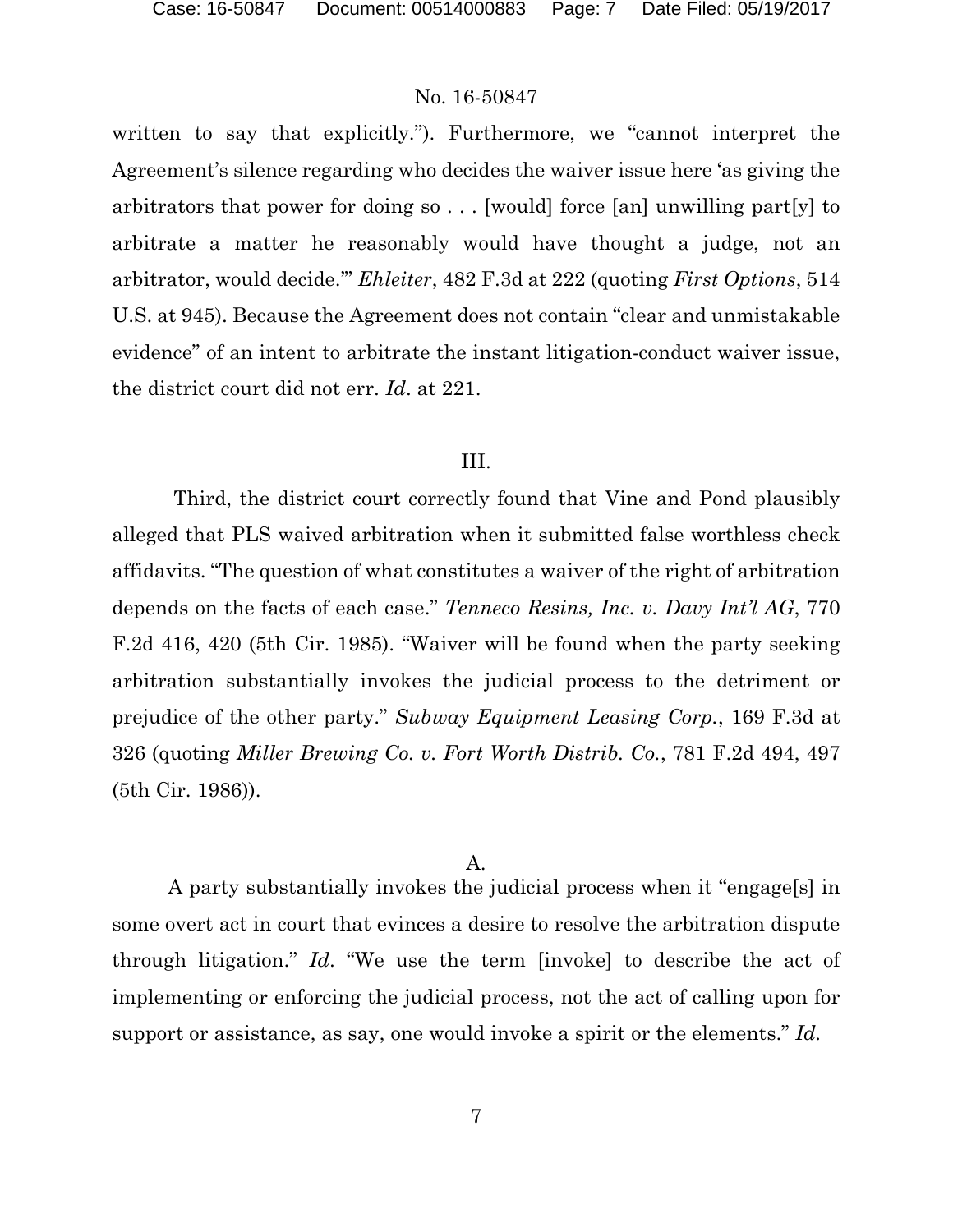written to say that explicitly."). Furthermore, we "cannot interpret the Agreement's silence regarding who decides the waiver issue here 'as giving the arbitrators that power for doing so . . . [would] force [an] unwilling part[y] to arbitrate a matter he reasonably would have thought a judge, not an arbitrator, would decide.'" *Ehleiter*, 482 F.3d at 222 (quoting *First Options*, 514 U.S. at 945). Because the Agreement does not contain "clear and unmistakable evidence" of an intent to arbitrate the instant litigation-conduct waiver issue, the district court did not err. *Id*. at 221.

## III.

Third, the district court correctly found that Vine and Pond plausibly alleged that PLS waived arbitration when it submitted false worthless check affidavits. "The question of what constitutes a waiver of the right of arbitration depends on the facts of each case." *Tenneco Resins, Inc. v. Davy Int'l AG*, 770 F.2d 416, 420 (5th Cir. 1985). "Waiver will be found when the party seeking arbitration substantially invokes the judicial process to the detriment or prejudice of the other party." *Subway Equipment Leasing Corp.*, 169 F.3d at 326 (quoting *Miller Brewing Co. v. Fort Worth Distrib. Co.*, 781 F.2d 494, 497 (5th Cir. 1986)).

### A.

A party substantially invokes the judicial process when it "engage[s] in some overt act in court that evinces a desire to resolve the arbitration dispute through litigation." *Id*. "We use the term [invoke] to describe the act of implementing or enforcing the judicial process, not the act of calling upon for support or assistance, as say, one would invoke a spirit or the elements." *Id.*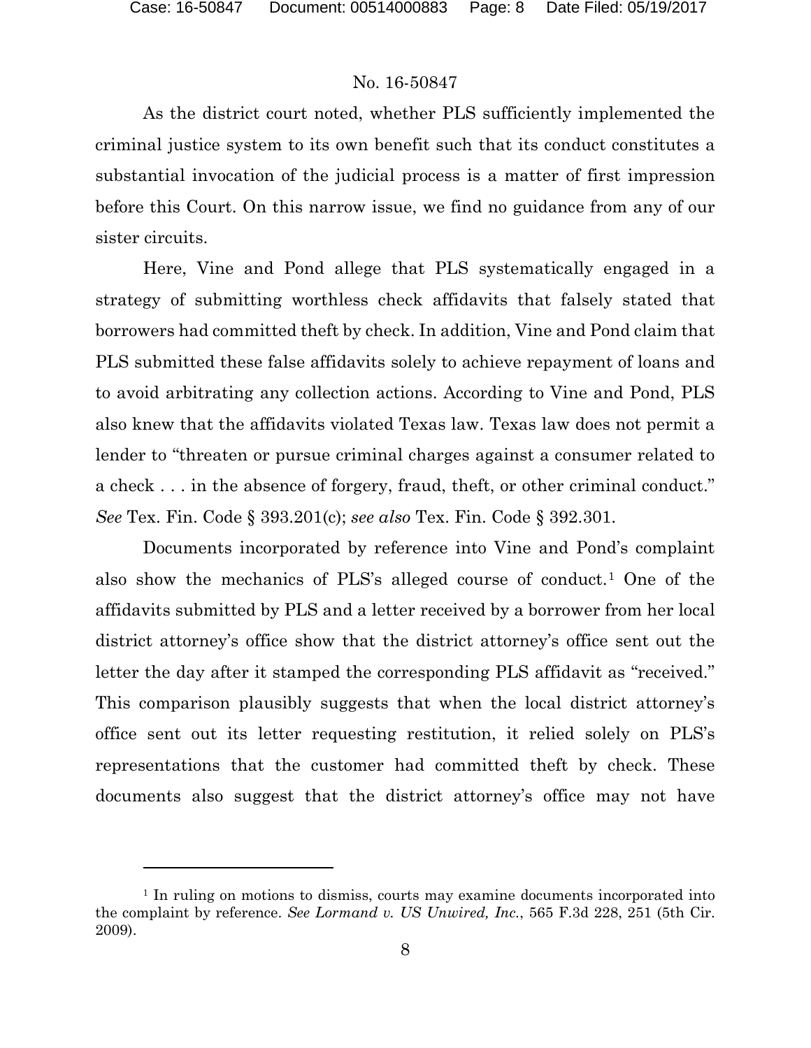As the district court noted, whether PLS sufficiently implemented the criminal justice system to its own benefit such that its conduct constitutes a substantial invocation of the judicial process is a matter of first impression before this Court. On this narrow issue, we find no guidance from any of our sister circuits.

Here, Vine and Pond allege that PLS systematically engaged in a strategy of submitting worthless check affidavits that falsely stated that borrowers had committed theft by check. In addition, Vine and Pond claim that PLS submitted these false affidavits solely to achieve repayment of loans and to avoid arbitrating any collection actions. According to Vine and Pond, PLS also knew that the affidavits violated Texas law. Texas law does not permit a lender to "threaten or pursue criminal charges against a consumer related to a check . . . in the absence of forgery, fraud, theft, or other criminal conduct." *See* Tex. Fin. Code § 393.201(c); *see also* Tex. Fin. Code § 392.301.

Documents incorporated by reference into Vine and Pond's complaint also show the mechanics of PLS's alleged course of conduct.[1] One of the affidavits submitted by PLS and a letter received by a borrower from her local district attorney's office show that the district attorney's office sent out the letter the day after it stamped the corresponding PLS affidavit as "received." This comparison plausibly suggests that when the local district attorney's office sent out its letter requesting restitution, it relied solely on PLS's representations that the customer had committed theft by check. These documents also suggest that the district attorney's office may not have

---

[1] In ruling on motions to dismiss, courts may examine documents incorporated into the complaint by reference. *See Lormand v. US Unwired, Inc.*, 565 F.3d 228, 251 (5th Cir. 2009).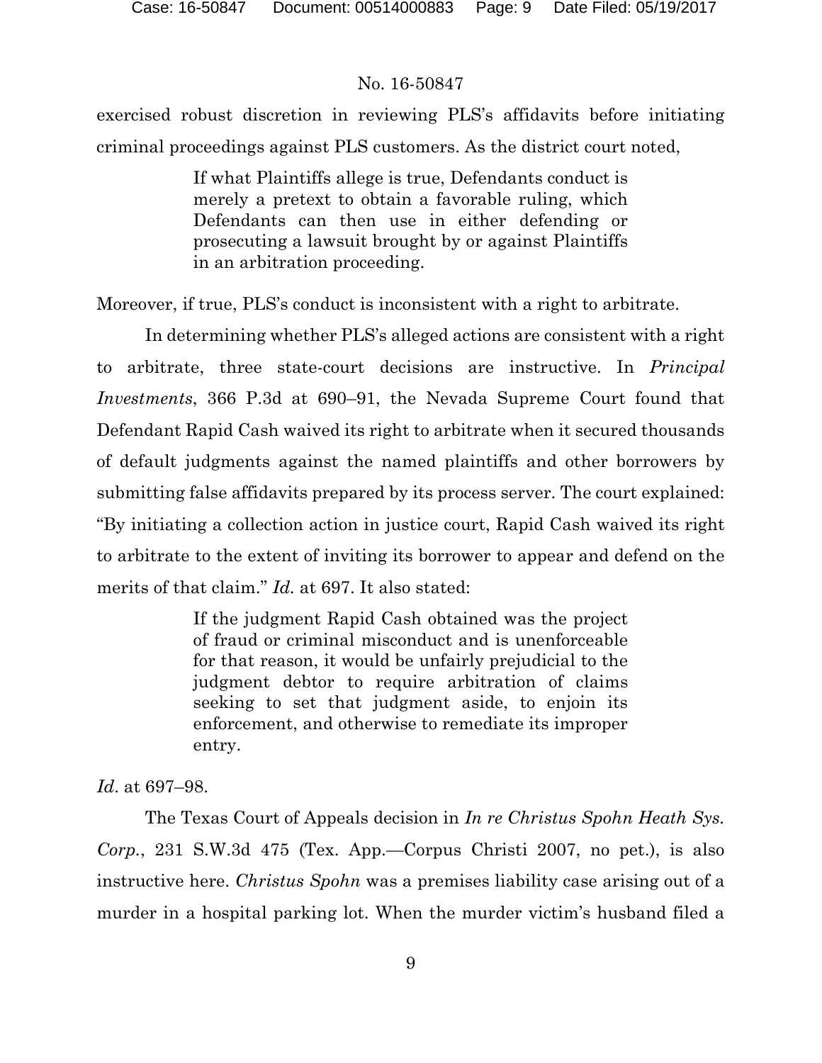exercised robust discretion in reviewing PLS's affidavits before initiating criminal proceedings against PLS customers. As the district court noted,

> If what Plaintiffs allege is true, Defendants conduct is merely a pretext to obtain a favorable ruling, which Defendants can then use in either defending or prosecuting a lawsuit brought by or against Plaintiffs in an arbitration proceeding.

Moreover, if true, PLS's conduct is inconsistent with a right to arbitrate.

In determining whether PLS's alleged actions are consistent with a right to arbitrate, three state-court decisions are instructive. In *Principal Investments*, 366 P.3d at 690–91, the Nevada Supreme Court found that Defendant Rapid Cash waived its right to arbitrate when it secured thousands of default judgments against the named plaintiffs and other borrowers by submitting false affidavits prepared by its process server. The court explained: "By initiating a collection action in justice court, Rapid Cash waived its right to arbitrate to the extent of inviting its borrower to appear and defend on the merits of that claim." *Id.* at 697. It also stated:

> If the judgment Rapid Cash obtained was the project of fraud or criminal misconduct and is unenforceable for that reason, it would be unfairly prejudicial to the judgment debtor to require arbitration of claims seeking to set that judgment aside, to enjoin its enforcement, and otherwise to remediate its improper entry.

*Id*. at 697–98.

The Texas Court of Appeals decision in *In re Christus Spohn Heath Sys. Corp.*, 231 S.W.3d 475 (Tex. App.—Corpus Christi 2007, no pet.), is also instructive here. *Christus Spohn* was a premises liability case arising out of a murder in a hospital parking lot. When the murder victim's husband filed a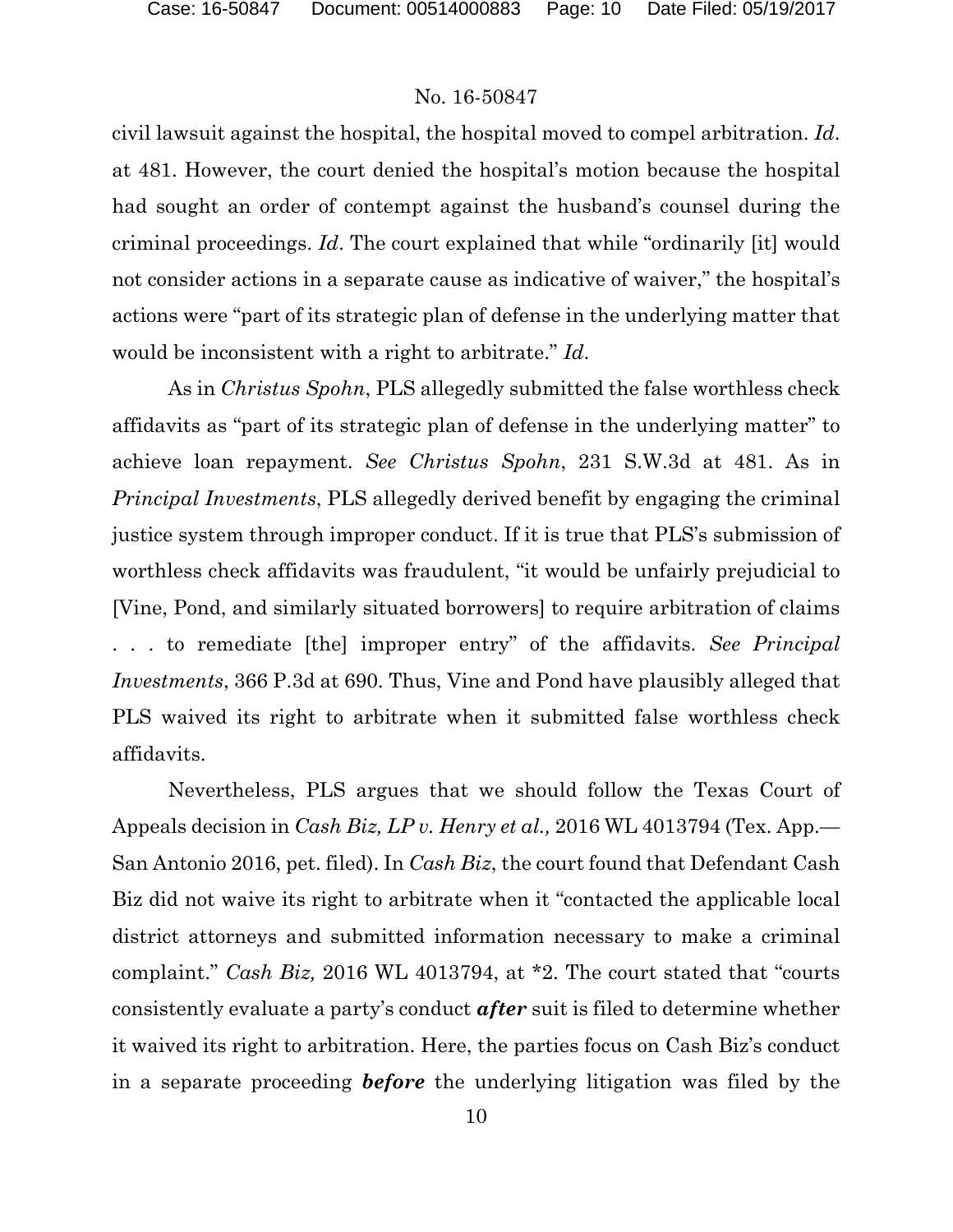civil lawsuit against the hospital, the hospital moved to compel arbitration. *Id*. at 481. However, the court denied the hospital's motion because the hospital had sought an order of contempt against the husband's counsel during the criminal proceedings. *Id*. The court explained that while "ordinarily [it] would not consider actions in a separate cause as indicative of waiver," the hospital's actions were "part of its strategic plan of defense in the underlying matter that would be inconsistent with a right to arbitrate." *Id*.

As in *Christus Spohn*, PLS allegedly submitted the false worthless check affidavits as "part of its strategic plan of defense in the underlying matter" to achieve loan repayment. *See Christus Spohn*, 231 S.W.3d at 481. As in *Principal Investments*, PLS allegedly derived benefit by engaging the criminal justice system through improper conduct. If it is true that PLS's submission of worthless check affidavits was fraudulent, "it would be unfairly prejudicial to [Vine, Pond, and similarly situated borrowers] to require arbitration of claims . . . to remediate [the] improper entry" of the affidavits. *See Principal Investments*, 366 P.3d at 690. Thus, Vine and Pond have plausibly alleged that PLS waived its right to arbitrate when it submitted false worthless check affidavits.

Nevertheless, PLS argues that we should follow the Texas Court of Appeals decision in *Cash Biz, LP v. Henry et al.,* 2016 WL 4013794 (Tex. App.—San Antonio 2016, pet. filed). In *Cash Biz*, the court found that Defendant Cash Biz did not waive its right to arbitrate when it "contacted the applicable local district attorneys and submitted information necessary to make a criminal complaint." *Cash Biz,* 2016 WL 4013794, at *2. The court stated that "courts consistently evaluate a party's conduct ***after*** suit is filed to determine whether it waived its right to arbitration. Here, the parties focus on Cash Biz's conduct in a separate proceeding ***before*** the underlying litigation was filed by the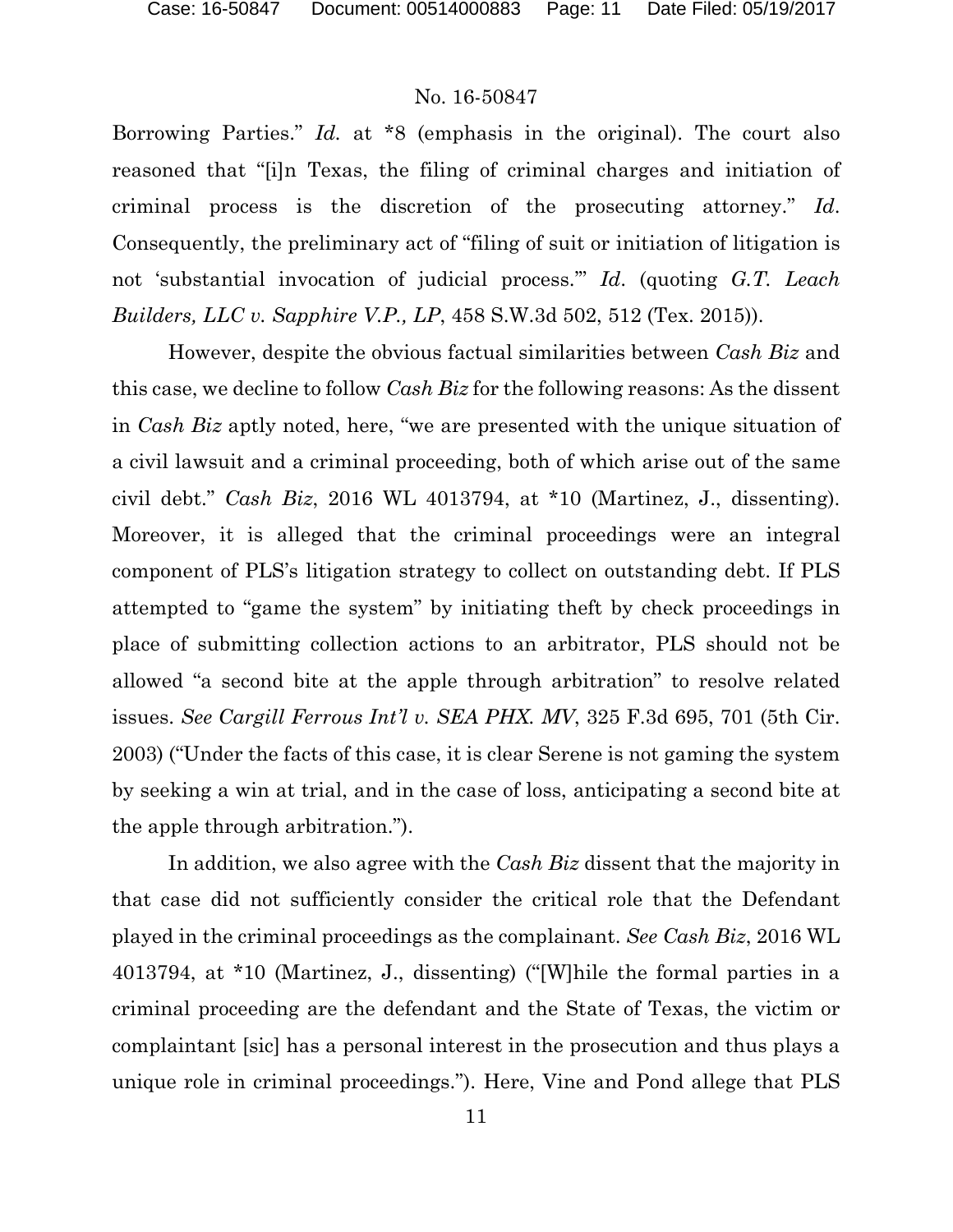Borrowing Parties." *Id.* at *8 (emphasis in the original). The court also reasoned that "[i]n Texas, the filing of criminal charges and initiation of criminal process is the discretion of the prosecuting attorney." *Id*. Consequently, the preliminary act of "filing of suit or initiation of litigation is not 'substantial invocation of judicial process.'" *Id*. (quoting *G.T. Leach Builders, LLC v. Sapphire V.P., LP*, 458 S.W.3d 502, 512 (Tex. 2015)).

However, despite the obvious factual similarities between *Cash Biz* and this case, we decline to follow *Cash Biz* for the following reasons: As the dissent in *Cash Biz* aptly noted, here, "we are presented with the unique situation of a civil lawsuit and a criminal proceeding, both of which arise out of the same civil debt." *Cash Biz*, 2016 WL 4013794, at *10 (Martinez, J., dissenting). Moreover, it is alleged that the criminal proceedings were an integral component of PLS's litigation strategy to collect on outstanding debt. If PLS attempted to "game the system" by initiating theft by check proceedings in place of submitting collection actions to an arbitrator, PLS should not be allowed "a second bite at the apple through arbitration" to resolve related issues. *See Cargill Ferrous Int'l v. SEA PHX. MV*, 325 F.3d 695, 701 (5th Cir. 2003) ("Under the facts of this case, it is clear Serene is not gaming the system by seeking a win at trial, and in the case of loss, anticipating a second bite at the apple through arbitration.").

In addition, we also agree with the *Cash Biz* dissent that the majority in that case did not sufficiently consider the critical role that the Defendant played in the criminal proceedings as the complainant. *See Cash Biz*, 2016 WL 4013794, at *10 (Martinez, J., dissenting) ("[W]hile the formal parties in a criminal proceeding are the defendant and the State of Texas, the victim or complaintant [sic] has a personal interest in the prosecution and thus plays a unique role in criminal proceedings."). Here, Vine and Pond allege that PLS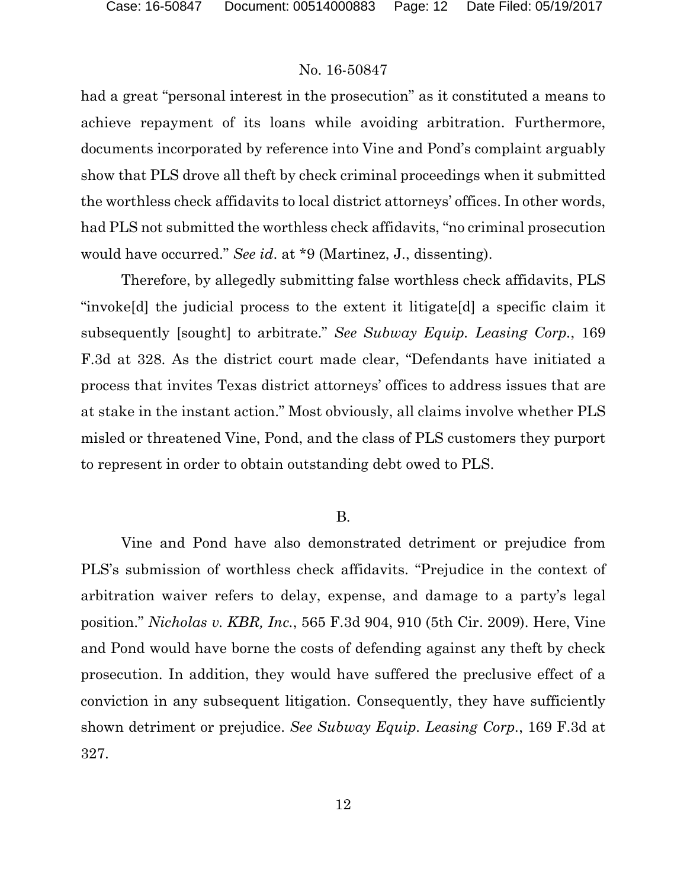had a great "personal interest in the prosecution" as it constituted a means to achieve repayment of its loans while avoiding arbitration. Furthermore, documents incorporated by reference into Vine and Pond's complaint arguably show that PLS drove all theft by check criminal proceedings when it submitted the worthless check affidavits to local district attorneys' offices. In other words, had PLS not submitted the worthless check affidavits, "no criminal prosecution would have occurred." *See id.* at *9 (Martinez, J., dissenting).

Therefore, by allegedly submitting false worthless check affidavits, PLS "invoke[d] the judicial process to the extent it litigate[d] a specific claim it subsequently [sought] to arbitrate." *See Subway Equip. Leasing Corp.*, 169 F.3d at 328. As the district court made clear, "Defendants have initiated a process that invites Texas district attorneys' offices to address issues that are at stake in the instant action." Most obviously, all claims involve whether PLS misled or threatened Vine, Pond, and the class of PLS customers they purport to represent in order to obtain outstanding debt owed to PLS.

B.

Vine and Pond have also demonstrated detriment or prejudice from PLS's submission of worthless check affidavits. "Prejudice in the context of arbitration waiver refers to delay, expense, and damage to a party's legal position." *Nicholas v. KBR, Inc.*, 565 F.3d 904, 910 (5th Cir. 2009). Here, Vine and Pond would have borne the costs of defending against any theft by check prosecution. In addition, they would have suffered the preclusive effect of a conviction in any subsequent litigation. Consequently, they have sufficiently shown detriment or prejudice. *See Subway Equip. Leasing Corp.*, 169 F.3d at 327.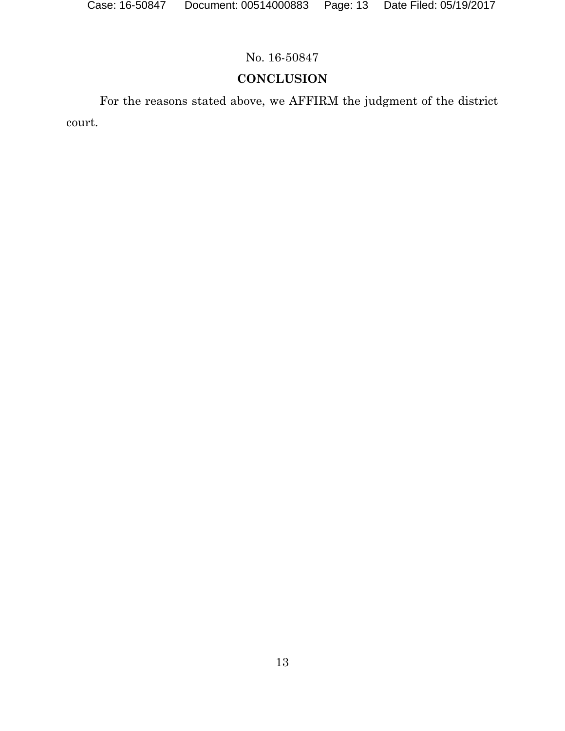## CONCLUSION

For the reasons stated above, we AFFIRM the judgment of the district court.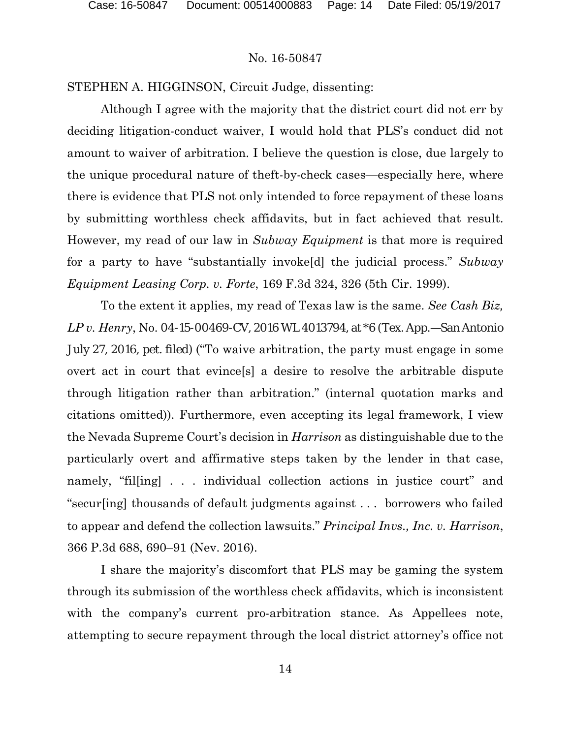STEPHEN A. HIGGINSON, Circuit Judge, dissenting:

Although I agree with the majority that the district court did not err by deciding litigation-conduct waiver, I would hold that PLS's conduct did not amount to waiver of arbitration. I believe the question is close, due largely to the unique procedural nature of theft-by-check cases—especially here, where there is evidence that PLS not only intended to force repayment of these loans by submitting worthless check affidavits, but in fact achieved that result. However, my read of our law in *Subway Equipment* is that more is required for a party to have "substantially invoke[d] the judicial process." *Subway Equipment Leasing Corp. v. Forte*, 169 F.3d 324, 326 (5th Cir. 1999).

To the extent it applies, my read of Texas law is the same. *See Cash Biz, LP v. Henry*, No. 04-15-00469-CV, 2016 WL 4013794, at *6 (Tex. App.—San Antonio July 27, 2016, pet. filed) ("To waive arbitration, the party must engage in some overt act in court that evince[s] a desire to resolve the arbitrable dispute through litigation rather than arbitration." (internal quotation marks and citations omitted)). Furthermore, even accepting its legal framework, I view the Nevada Supreme Court's decision in *Harrison* as distinguishable due to the particularly overt and affirmative steps taken by the lender in that case, namely, "fil[ing] . . . individual collection actions in justice court" and "secur[ing] thousands of default judgments against . . . borrowers who failed to appear and defend the collection lawsuits." *Principal Invs., Inc. v. Harrison*, 366 P.3d 688, 690–91 (Nev. 2016).

I share the majority's discomfort that PLS may be gaming the system through its submission of the worthless check affidavits, which is inconsistent with the company's current pro-arbitration stance. As Appellees note, attempting to secure repayment through the local district attorney's office not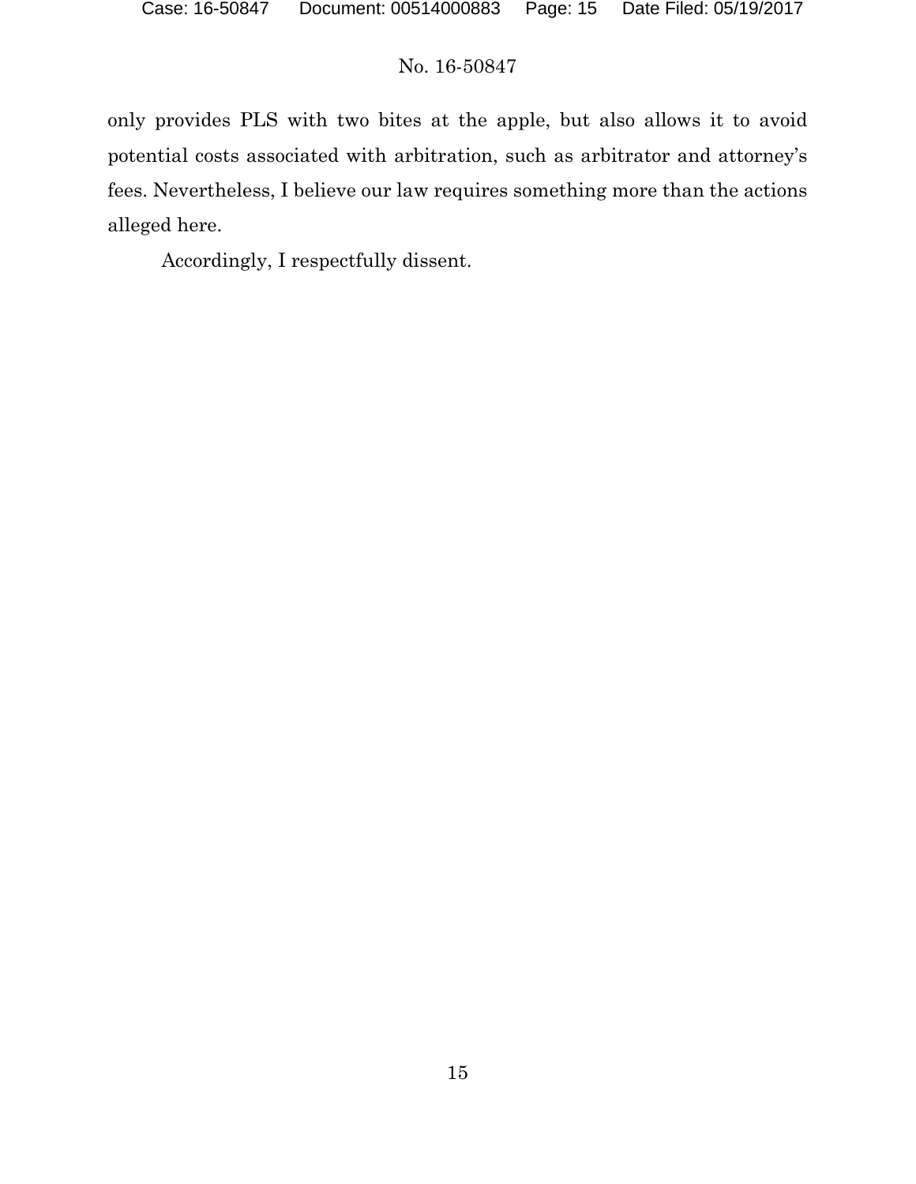only provides PLS with two bites at the apple, but also allows it to avoid potential costs associated with arbitration, such as arbitrator and attorney's fees. Nevertheless, I believe our law requires something more than the actions alleged here.

Accordingly, I respectfully dissent.